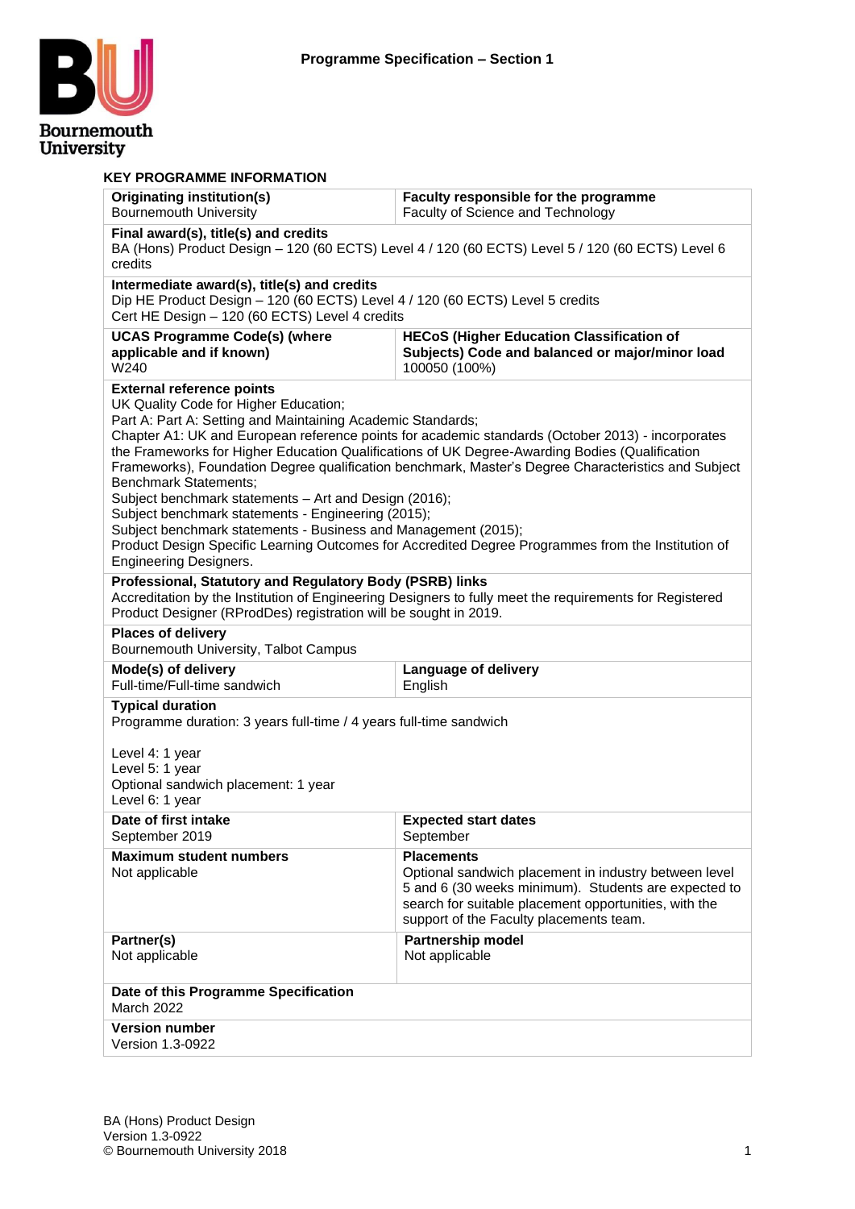# Programme Specification – Section 1

## KEY PROGRAMME INFORMATION

| **Originating institution(s)**<br>Bournemouth University | **Faculty responsible for the programme**<br>Faculty of Science and Technology |
|---|---|
| **Final award(s), title(s) and credits**<br>BA (Hons) Product Design – 120 (60 ECTS) Level 4 / 120 (60 ECTS) Level 5 / 120 (60 ECTS) Level 6 credits | |
| **Intermediate award(s), title(s) and credits**<br>Dip HE Product Design – 120 (60 ECTS) Level 4 / 120 (60 ECTS) Level 5 credits<br>Cert HE Design – 120 (60 ECTS) Level 4 credits | |
| **UCAS Programme Code(s) (where applicable and if known)**<br>W240 | **HECoS (Higher Education Classification of Subjects) Code and balanced or major/minor load**<br>100050 (100%) |
| **External reference points**<br>UK Quality Code for Higher Education;<br>Part A: Part A: Setting and Maintaining Academic Standards;<br>Chapter A1: UK and European reference points for academic standards (October 2013) - incorporates the Frameworks for Higher Education Qualifications of UK Degree-Awarding Bodies (Qualification Frameworks), Foundation Degree qualification benchmark, Master's Degree Characteristics and Subject Benchmark Statements;<br>Subject benchmark statements – Art and Design (2016);<br>Subject benchmark statements - Engineering (2015);<br>Subject benchmark statements - Business and Management (2015);<br>Product Design Specific Learning Outcomes for Accredited Degree Programmes from the Institution of Engineering Designers. | |
| **Professional, Statutory and Regulatory Body (PSRB) links**<br>Accreditation by the Institution of Engineering Designers to fully meet the requirements for Registered Product Designer (RProdDes) registration will be sought in 2019. | |
| **Places of delivery**<br>Bournemouth University, Talbot Campus | |
| **Mode(s) of delivery**<br>Full-time/Full-time sandwich | **Language of delivery**<br>English |
| **Typical duration**<br>Programme duration: 3 years full-time / 4 years full-time sandwich<br><br>Level 4: 1 year<br>Level 5: 1 year<br>Optional sandwich placement: 1 year<br>Level 6: 1 year | |
| **Date of first intake**<br>September 2019 | **Expected start dates**<br>September |
| **Maximum student numbers**<br>Not applicable | **Placements**<br>Optional sandwich placement in industry between level 5 and 6 (30 weeks minimum). Students are expected to search for suitable placement opportunities, with the support of the Faculty placements team. |
| **Partner(s)**<br>Not applicable | **Partnership model**<br>Not applicable |
| **Date of this Programme Specification**<br>March 2022 | |
| **Version number**<br>Version 1.3-0922 | |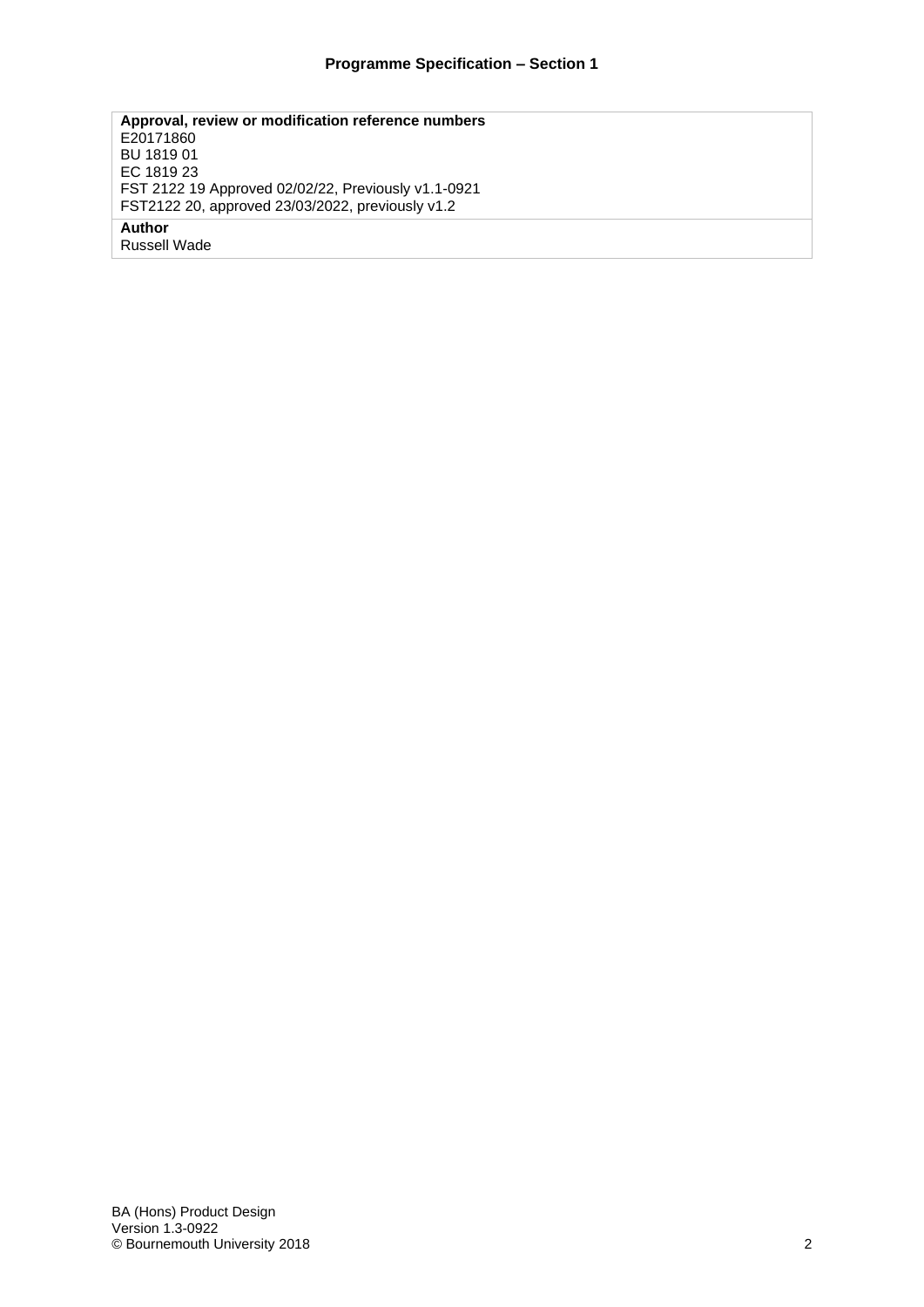| Approval, review or modification reference numbers |
| --- |
| E20171860<br>BU 1819 01<br>EC 1819 23<br>FST 2122 19 Approved 02/02/22, Previously v1.1-0921<br>FST2122 20, approved 23/03/2022, previously v1.2 |
| **Author** |
| Russell Wade |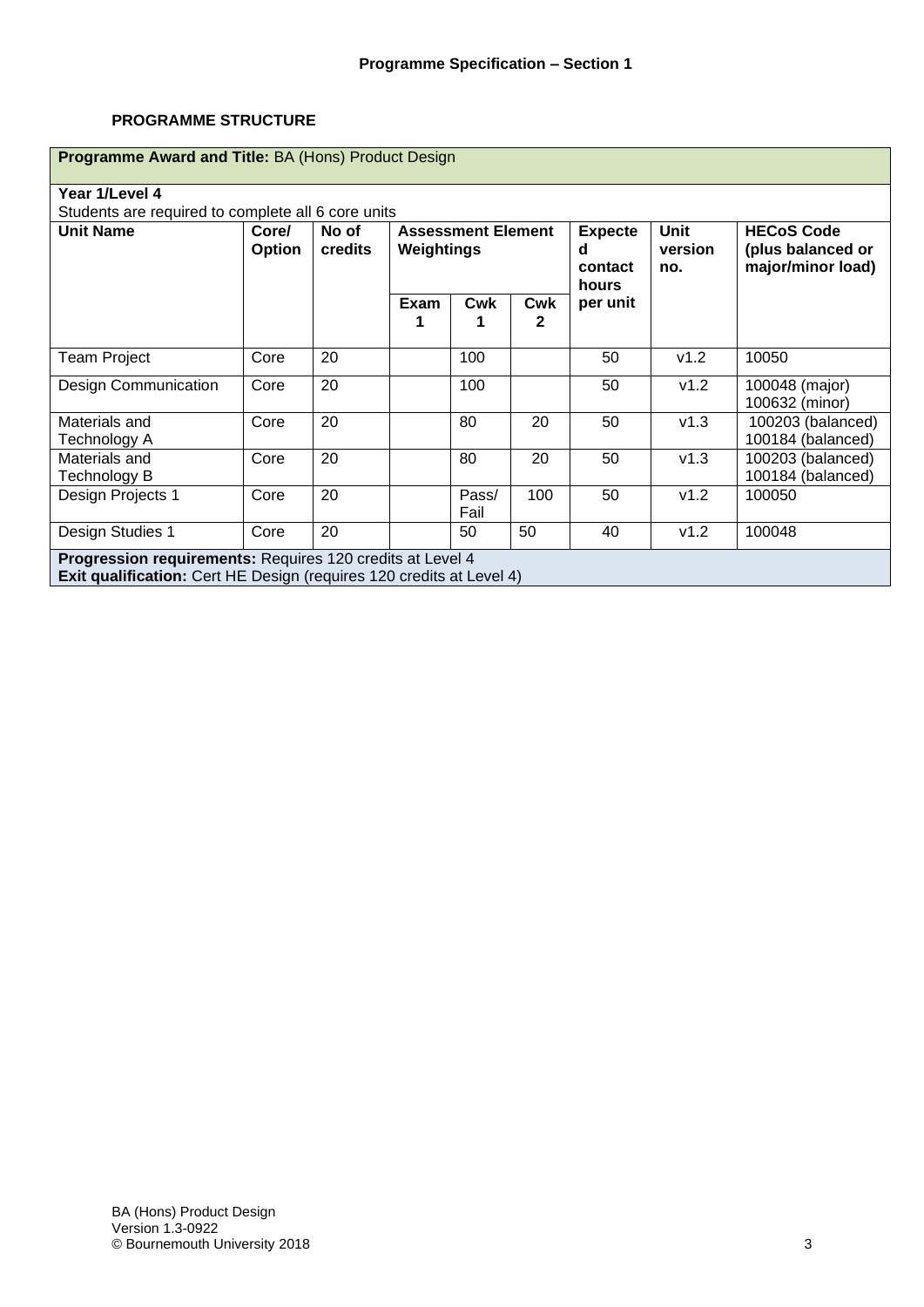**Programme Specification – Section 1**

**PROGRAMME STRUCTURE**

| **Programme Award and Title:** BA (Hons) Product Design | | | | | | | | |
|---|---|---|---|---|---|---|---|---|
| **Year 1/Level 4**<br>Students are required to complete all 6 core units | | | | | | | | |
| **Unit Name** | **Core/ Option** | **No of credits** | **Assessment Element Weightings** | | | **Expected contact hours per unit** | **Unit version no.** | **HECoS Code (plus balanced or major/minor load)** |
| | | | **Exam 1** | **Cwk 1** | **Cwk 2** | | | |
| Team Project | Core | 20 | | 100 | | 50 | v1.2 | 10050 |
| Design Communication | Core | 20 | | 100 | | 50 | v1.2 | 100048 (major)<br>100632 (minor) |
| Materials and Technology A | Core | 20 | | 80 | 20 | 50 | v1.3 | 100203 (balanced)<br>100184 (balanced) |
| Materials and Technology B | Core | 20 | | 80 | 20 | 50 | v1.3 | 100203 (balanced)<br>100184 (balanced) |
| Design Projects 1 | Core | 20 | | Pass/ Fail | 100 | 50 | v1.2 | 100050 |
| Design Studies 1 | Core | 20 | | 50 | 50 | 40 | v1.2 | 100048 |
| **Progression requirements:** Requires 120 credits at Level 4<br>**Exit qualification:** Cert HE Design (requires 120 credits at Level 4) | | | | | | | | |

BA (Hons) Product Design
Version 1.3-0922
© Bournemouth University 2018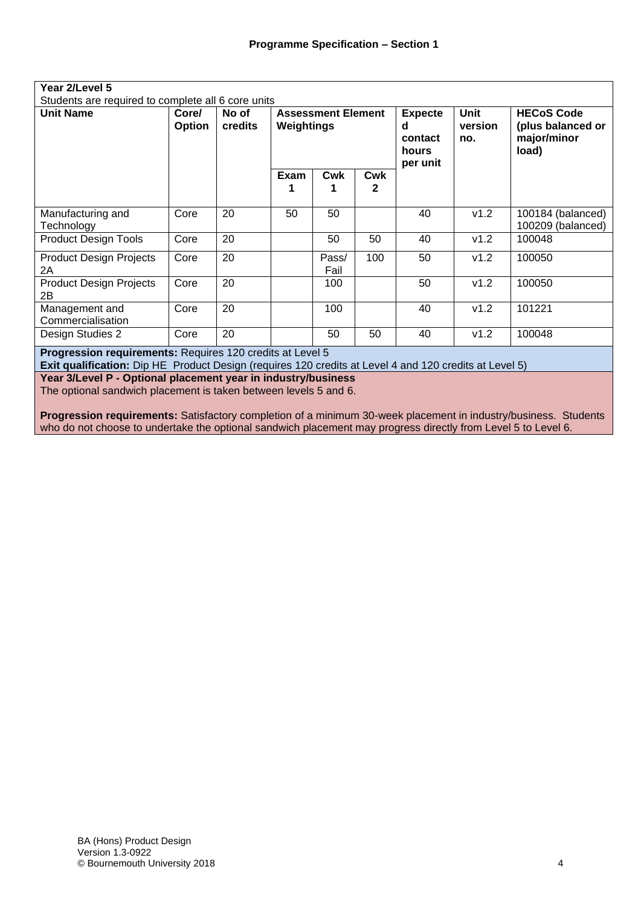**Programme Specification – Section 1**

| **Year 2/Level 5**<br>Students are required to complete all 6 core units | | | | | | | | |
|---|---|---|---|---|---|---|---|---|
| **Unit Name** | **Core/ Option** | **No of credits** | **Assessment Element Weightings** | | | **Expected contact hours per unit** | **Unit version no.** | **HECoS Code (plus balanced or major/minor load)** |
| | | | **Exam 1** | **Cwk 1** | **Cwk 2** | | | |
| Manufacturing and Technology | Core | 20 | 50 | 50 | | 40 | v1.2 | 100184 (balanced) 100209 (balanced) |
| Product Design Tools | Core | 20 | | 50 | 50 | 40 | v1.2 | 100048 |
| Product Design Projects 2A | Core | 20 | | Pass/ Fail | 100 | 50 | v1.2 | 100050 |
| Product Design Projects 2B | Core | 20 | | 100 | | 50 | v1.2 | 100050 |
| Management and Commercialisation | Core | 20 | | 100 | | 40 | v1.2 | 101221 |
| Design Studies 2 | Core | 20 | | 50 | 50 | 40 | v1.2 | 100048 |

**Progression requirements:** Requires 120 credits at Level 5

**Exit qualification:** Dip HE Product Design (requires 120 credits at Level 4 and 120 credits at Level 5)

**Year 3/Level P - Optional placement year in industry/business**

The optional sandwich placement is taken between levels 5 and 6.

**Progression requirements:** Satisfactory completion of a minimum 30-week placement in industry/business. Students who do not choose to undertake the optional sandwich placement may progress directly from Level 5 to Level 6.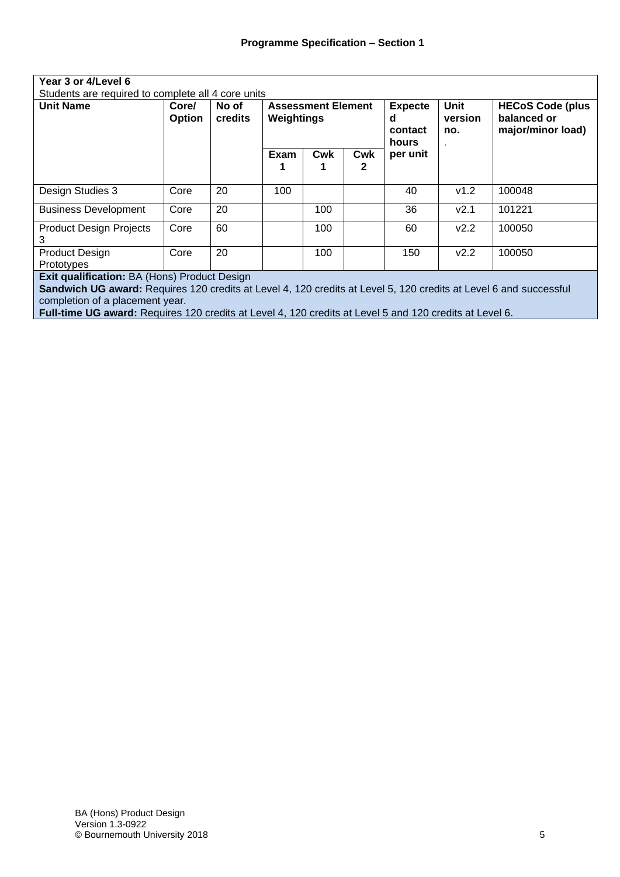| Year 3 or 4/Level 6<br>Students are required to complete all 4 core units | | | | | | | | |
|---|---|---|---|---|---|---|---|---|
| **Unit Name** | **Core/ Option** | **No of credits** | **Assessment Element Weightings** | | | **Expected contact hours per unit** | **Unit version no.** | **HECoS Code (plus balanced or major/minor load)** |
| | | | **Exam 1** | **Cwk 1** | **Cwk 2** | | | |
| Design Studies 3 | Core | 20 | 100 | | | 40 | v1.2 | 100048 |
| Business Development | Core | 20 | | 100 | | 36 | v2.1 | 101221 |
| Product Design Projects 3 | Core | 60 | | 100 | | 60 | v2.2 | 100050 |
| Product Design Prototypes | Core | 20 | | 100 | | 150 | v2.2 | 100050 |

**Exit qualification:** BA (Hons) Product Design
**Sandwich UG award:** Requires 120 credits at Level 4, 120 credits at Level 5, 120 credits at Level 6 and successful completion of a placement year.
**Full-time UG award:** Requires 120 credits at Level 4, 120 credits at Level 5 and 120 credits at Level 6.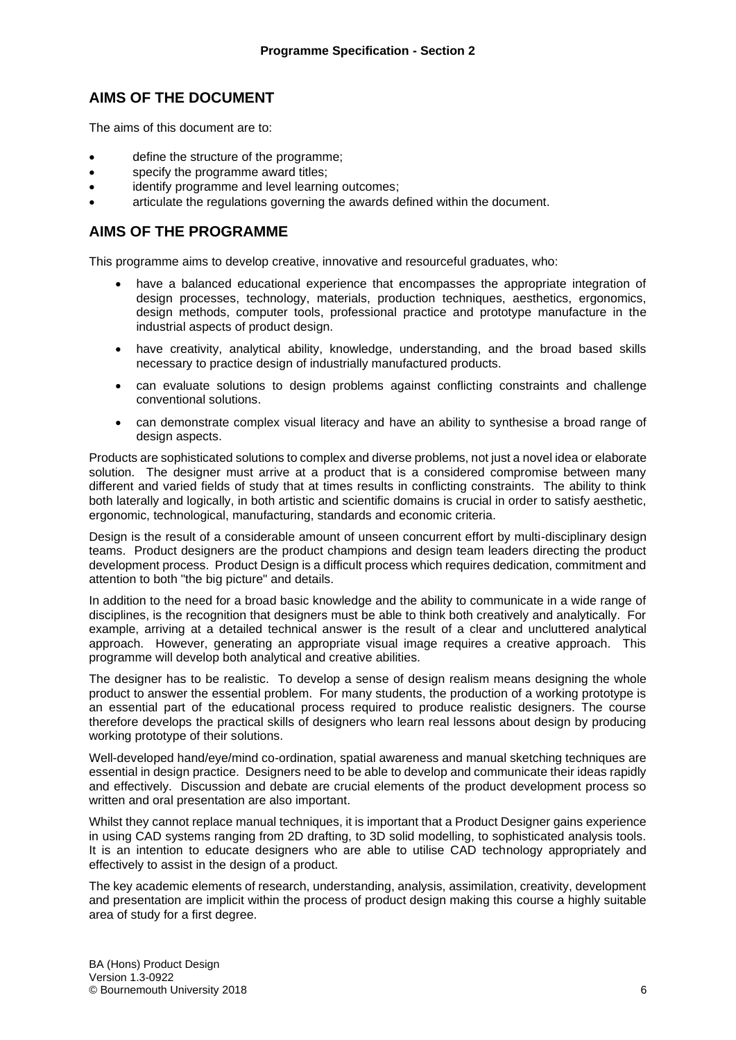## AIMS OF THE DOCUMENT

The aims of this document are to:

- define the structure of the programme;
- specify the programme award titles;
- identify programme and level learning outcomes;
- articulate the regulations governing the awards defined within the document.

## AIMS OF THE PROGRAMME

This programme aims to develop creative, innovative and resourceful graduates, who:

- have a balanced educational experience that encompasses the appropriate integration of design processes, technology, materials, production techniques, aesthetics, ergonomics, design methods, computer tools, professional practice and prototype manufacture in the industrial aspects of product design.
- have creativity, analytical ability, knowledge, understanding, and the broad based skills necessary to practice design of industrially manufactured products.
- can evaluate solutions to design problems against conflicting constraints and challenge conventional solutions.
- can demonstrate complex visual literacy and have an ability to synthesise a broad range of design aspects.

Products are sophisticated solutions to complex and diverse problems, not just a novel idea or elaborate solution. The designer must arrive at a product that is a considered compromise between many different and varied fields of study that at times results in conflicting constraints. The ability to think both laterally and logically, in both artistic and scientific domains is crucial in order to satisfy aesthetic, ergonomic, technological, manufacturing, standards and economic criteria.

Design is the result of a considerable amount of unseen concurrent effort by multi-disciplinary design teams. Product designers are the product champions and design team leaders directing the product development process. Product Design is a difficult process which requires dedication, commitment and attention to both "the big picture" and details.

In addition to the need for a broad basic knowledge and the ability to communicate in a wide range of disciplines, is the recognition that designers must be able to think both creatively and analytically. For example, arriving at a detailed technical answer is the result of a clear and uncluttered analytical approach. However, generating an appropriate visual image requires a creative approach. This programme will develop both analytical and creative abilities.

The designer has to be realistic. To develop a sense of design realism means designing the whole product to answer the essential problem. For many students, the production of a working prototype is an essential part of the educational process required to produce realistic designers. The course therefore develops the practical skills of designers who learn real lessons about design by producing working prototype of their solutions.

Well-developed hand/eye/mind co-ordination, spatial awareness and manual sketching techniques are essential in design practice. Designers need to be able to develop and communicate their ideas rapidly and effectively. Discussion and debate are crucial elements of the product development process so written and oral presentation are also important.

Whilst they cannot replace manual techniques, it is important that a Product Designer gains experience in using CAD systems ranging from 2D drafting, to 3D solid modelling, to sophisticated analysis tools. It is an intention to educate designers who are able to utilise CAD technology appropriately and effectively to assist in the design of a product.

The key academic elements of research, understanding, analysis, assimilation, creativity, development and presentation are implicit within the process of product design making this course a highly suitable area of study for a first degree.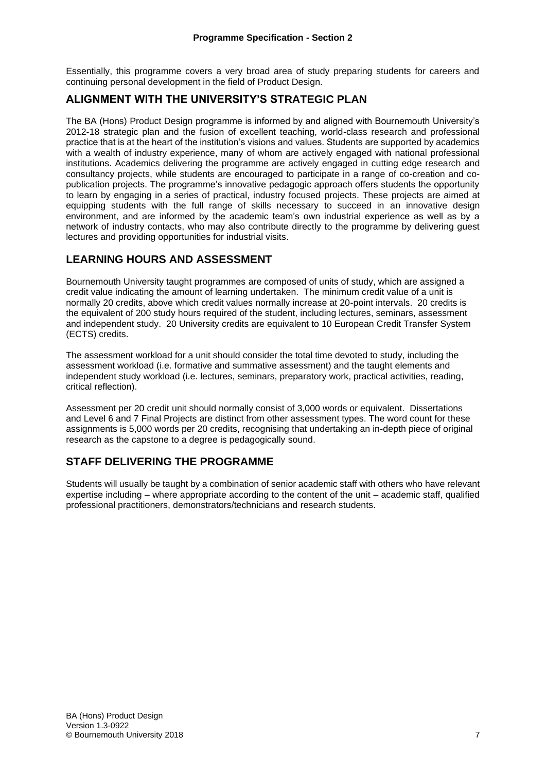Essentially, this programme covers a very broad area of study preparing students for careers and continuing personal development in the field of Product Design.

## ALIGNMENT WITH THE UNIVERSITY'S STRATEGIC PLAN

The BA (Hons) Product Design programme is informed by and aligned with Bournemouth University's 2012-18 strategic plan and the fusion of excellent teaching, world-class research and professional practice that is at the heart of the institution's visions and values. Students are supported by academics with a wealth of industry experience, many of whom are actively engaged with national professional institutions. Academics delivering the programme are actively engaged in cutting edge research and consultancy projects, while students are encouraged to participate in a range of co-creation and co-publication projects. The programme's innovative pedagogic approach offers students the opportunity to learn by engaging in a series of practical, industry focused projects. These projects are aimed at equipping students with the full range of skills necessary to succeed in an innovative design environment, and are informed by the academic team's own industrial experience as well as by a network of industry contacts, who may also contribute directly to the programme by delivering guest lectures and providing opportunities for industrial visits.

## LEARNING HOURS AND ASSESSMENT

Bournemouth University taught programmes are composed of units of study, which are assigned a credit value indicating the amount of learning undertaken. The minimum credit value of a unit is normally 20 credits, above which credit values normally increase at 20-point intervals. 20 credits is the equivalent of 200 study hours required of the student, including lectures, seminars, assessment and independent study. 20 University credits are equivalent to 10 European Credit Transfer System (ECTS) credits.

The assessment workload for a unit should consider the total time devoted to study, including the assessment workload (i.e. formative and summative assessment) and the taught elements and independent study workload (i.e. lectures, seminars, preparatory work, practical activities, reading, critical reflection).

Assessment per 20 credit unit should normally consist of 3,000 words or equivalent. Dissertations and Level 6 and 7 Final Projects are distinct from other assessment types. The word count for these assignments is 5,000 words per 20 credits, recognising that undertaking an in-depth piece of original research as the capstone to a degree is pedagogically sound.

## STAFF DELIVERING THE PROGRAMME

Students will usually be taught by a combination of senior academic staff with others who have relevant expertise including – where appropriate according to the content of the unit – academic staff, qualified professional practitioners, demonstrators/technicians and research students.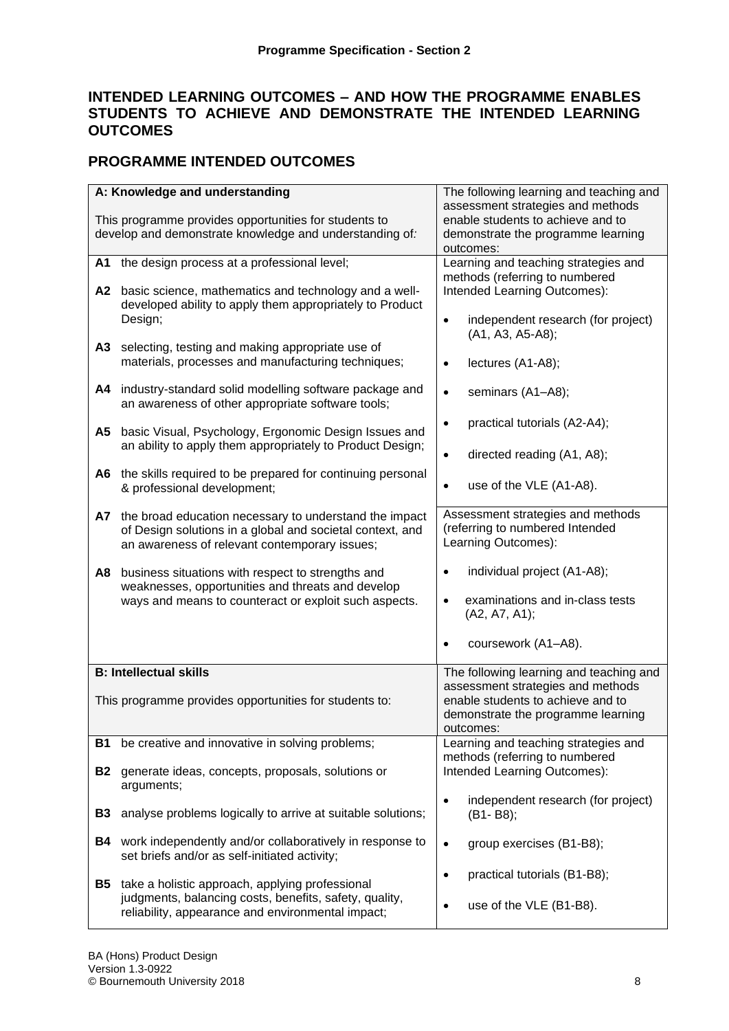## INTENDED LEARNING OUTCOMES – AND HOW THE PROGRAMME ENABLES STUDENTS TO ACHIEVE AND DEMONSTRATE THE INTENDED LEARNING OUTCOMES

## PROGRAMME INTENDED OUTCOMES

| **A: Knowledge and understanding**<br><br>This programme provides opportunities for students to develop and demonstrate knowledge and understanding of: | The following learning and teaching and assessment strategies and methods enable students to achieve and to demonstrate the programme learning outcomes: |
|---|---|
| **A1** the design process at a professional level;<br><br>**A2** basic science, mathematics and technology and a well-developed ability to apply them appropriately to Product Design;<br><br>**A3** selecting, testing and making appropriate use of materials, processes and manufacturing techniques;<br><br>**A4** industry-standard solid modelling software package and an awareness of other appropriate software tools;<br><br>**A5** basic Visual, Psychology, Ergonomic Design Issues and an ability to apply them appropriately to Product Design;<br><br>**A6** the skills required to be prepared for continuing personal & professional development;<br><br>**A7** the broad education necessary to understand the impact of Design solutions in a global and societal context, and an awareness of relevant contemporary issues;<br><br>**A8** business situations with respect to strengths and weaknesses, opportunities and threats and develop ways and means to counteract or exploit such aspects. | Learning and teaching strategies and methods (referring to numbered Intended Learning Outcomes):<br><br>• independent research (for project) (A1, A3, A5-A8);<br>• lectures (A1-A8);<br>• seminars (A1–A8);<br>• practical tutorials (A2-A4);<br>• directed reading (A1, A8);<br>• use of the VLE (A1-A8).<br><br>Assessment strategies and methods (referring to numbered Intended Learning Outcomes):<br><br>• individual project (A1-A8);<br>• examinations and in-class tests (A2, A7, A1);<br>• coursework (A1–A8). |
| **B: Intellectual skills**<br><br>This programme provides opportunities for students to: | The following learning and teaching and assessment strategies and methods enable students to achieve and to demonstrate the programme learning outcomes: |
| **B1** be creative and innovative in solving problems;<br><br>**B2** generate ideas, concepts, proposals, solutions or arguments;<br><br>**B3** analyse problems logically to arrive at suitable solutions;<br><br>**B4** work independently and/or collaboratively in response to set briefs and/or as self-initiated activity;<br><br>**B5** take a holistic approach, applying professional judgments, balancing costs, benefits, safety, quality, reliability, appearance and environmental impact; | Learning and teaching strategies and methods (referring to numbered Intended Learning Outcomes):<br><br>• independent research (for project) (B1- B8);<br>• group exercises (B1-B8);<br>• practical tutorials (B1-B8);<br>• use of the VLE (B1-B8). |

BA (Hons) Product Design
Version 1.3-0922
© Bournemouth University 2018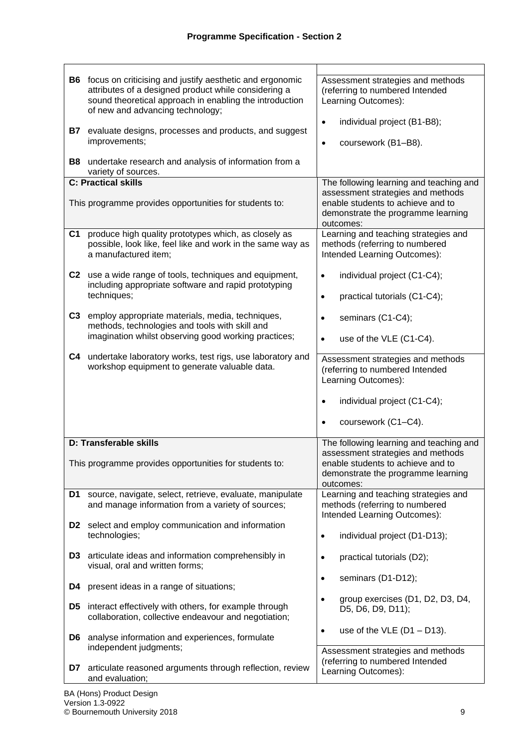## Programme Specification - Section 2

| | |
|---|---|
| **B6** focus on criticising and justify aesthetic and ergonomic attributes of a designed product while considering a sound theoretical approach in enabling the introduction of new and advancing technology;<br><br>**B7** evaluate designs, processes and products, and suggest improvements;<br><br>**B8** undertake research and analysis of information from a variety of sources. | Assessment strategies and methods (referring to numbered Intended Learning Outcomes):<br><br>• individual project (B1-B8);<br>• coursework (B1–B8). |
| **C: Practical skills**<br><br>This programme provides opportunities for students to: | The following learning and teaching and assessment strategies and methods enable students to achieve and to demonstrate the programme learning outcomes: |
| **C1** produce high quality prototypes which, as closely as possible, look like, feel like and work in the same way as a manufactured item;<br><br>**C2** use a wide range of tools, techniques and equipment, including appropriate software and rapid prototyping techniques;<br><br>**C3** employ appropriate materials, media, techniques, methods, technologies and tools with skill and imagination whilst observing good working practices;<br><br>**C4** undertake laboratory works, test rigs, use laboratory and workshop equipment to generate valuable data. | Learning and teaching strategies and methods (referring to numbered Intended Learning Outcomes):<br><br>• individual project (C1-C4);<br>• practical tutorials (C1-C4);<br>• seminars (C1-C4);<br>• use of the VLE (C1-C4).<br><br>Assessment strategies and methods (referring to numbered Intended Learning Outcomes):<br><br>• individual project (C1-C4);<br>• coursework (C1–C4). |
| **D: Transferable skills**<br><br>This programme provides opportunities for students to: | The following learning and teaching and assessment strategies and methods enable students to achieve and to demonstrate the programme learning outcomes: |
| **D1** source, navigate, select, retrieve, evaluate, manipulate and manage information from a variety of sources;<br><br>**D2** select and employ communication and information technologies;<br><br>**D3** articulate ideas and information comprehensibly in visual, oral and written forms;<br><br>**D4** present ideas in a range of situations;<br><br>**D5** interact effectively with others, for example through collaboration, collective endeavour and negotiation;<br><br>**D6** analyse information and experiences, formulate independent judgments;<br><br>**D7** articulate reasoned arguments through reflection, review and evaluation; | Learning and teaching strategies and methods (referring to numbered Intended Learning Outcomes):<br><br>• individual project (D1-D13);<br>• practical tutorials (D2);<br>• seminars (D1-D12);<br>• group exercises (D1, D2, D3, D4, D5, D6, D9, D11);<br>• use of the VLE (D1 – D13).<br><br>Assessment strategies and methods (referring to numbered Intended Learning Outcomes): |

BA (Hons) Product Design
Version 1.3-0922
© Bournemouth University 2018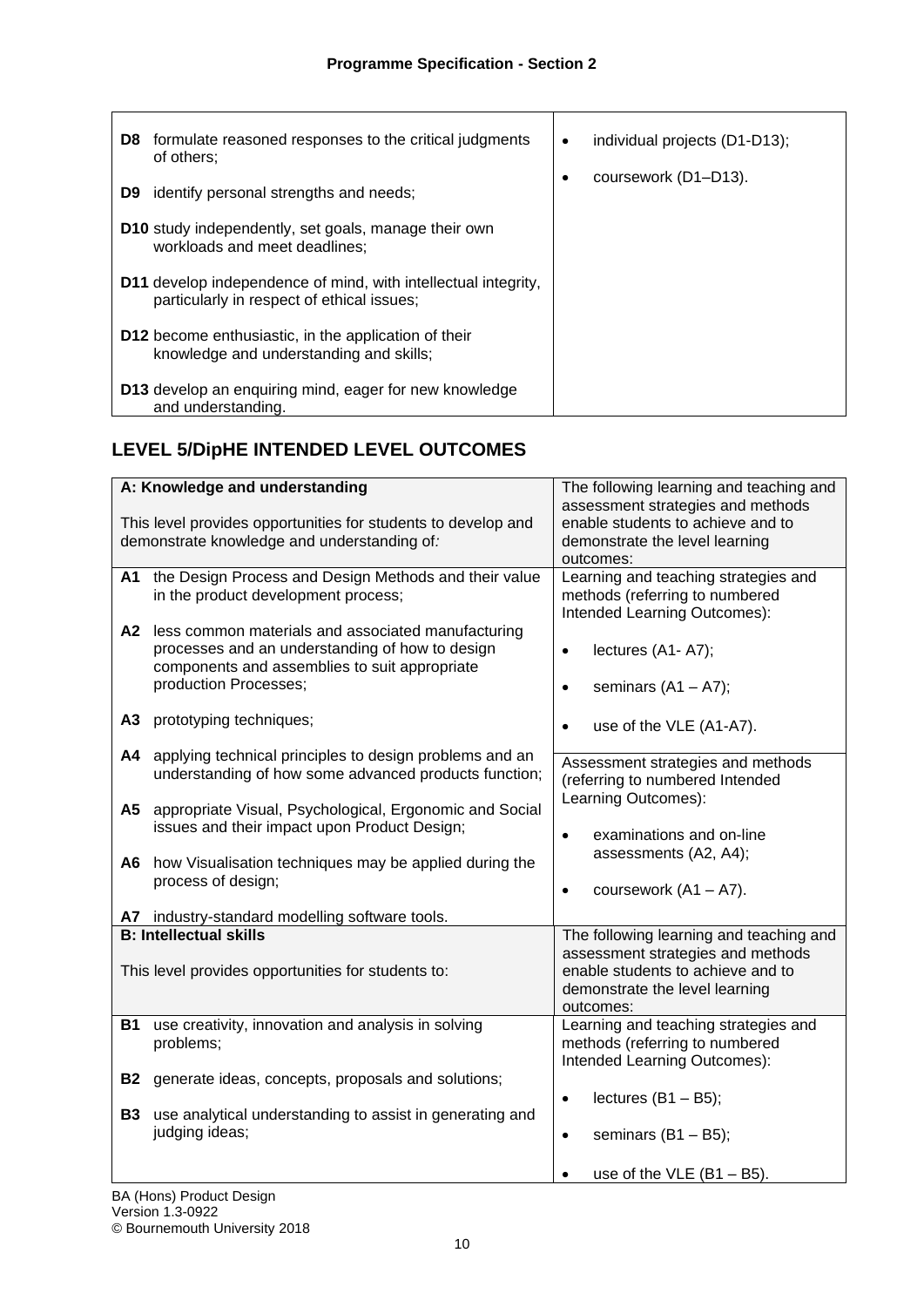| | |
|---|---|
| **D8** formulate reasoned responses to the critical judgments of others;<br><br>**D9** identify personal strengths and needs;<br><br>**D10** study independently, set goals, manage their own workloads and meet deadlines;<br><br>**D11** develop independence of mind, with intellectual integrity, particularly in respect of ethical issues;<br><br>**D12** become enthusiastic, in the application of their knowledge and understanding and skills;<br><br>**D13** develop an enquiring mind, eager for new knowledge and understanding. | • individual projects (D1-D13);<br><br>• coursework (D1–D13). |

## LEVEL 5/DipHE INTENDED LEVEL OUTCOMES

| **A: Knowledge and understanding**<br><br>This level provides opportunities for students to develop and demonstrate knowledge and understanding of: | The following learning and teaching and assessment strategies and methods enable students to achieve and to demonstrate the level learning outcomes: |
|---|---|
| **A1** the Design Process and Design Methods and their value in the product development process;<br><br>**A2** less common materials and associated manufacturing processes and an understanding of how to design components and assemblies to suit appropriate production Processes;<br><br>**A3** prototyping techniques;<br><br>**A4** applying technical principles to design problems and an understanding of how some advanced products function;<br><br>**A5** appropriate Visual, Psychological, Ergonomic and Social issues and their impact upon Product Design;<br><br>**A6** how Visualisation techniques may be applied during the process of design;<br><br>**A7** industry-standard modelling software tools. | Learning and teaching strategies and methods (referring to numbered Intended Learning Outcomes):<br><br>• lectures (A1- A7);<br><br>• seminars (A1 – A7);<br><br>• use of the VLE (A1-A7).<br><br>Assessment strategies and methods (referring to numbered Intended Learning Outcomes):<br><br>• examinations and on-line assessments (A2, A4);<br><br>• coursework (A1 – A7). |
| **B: Intellectual skills**<br><br>This level provides opportunities for students to: | The following learning and teaching and assessment strategies and methods enable students to achieve and to demonstrate the level learning outcomes: |
| **B1** use creativity, innovation and analysis in solving problems;<br><br>**B2** generate ideas, concepts, proposals and solutions;<br><br>**B3** use analytical understanding to assist in generating and judging ideas; | Learning and teaching strategies and methods (referring to numbered Intended Learning Outcomes):<br><br>• lectures (B1 – B5);<br><br>• seminars (B1 – B5);<br><br>• use of the VLE (B1 – B5). |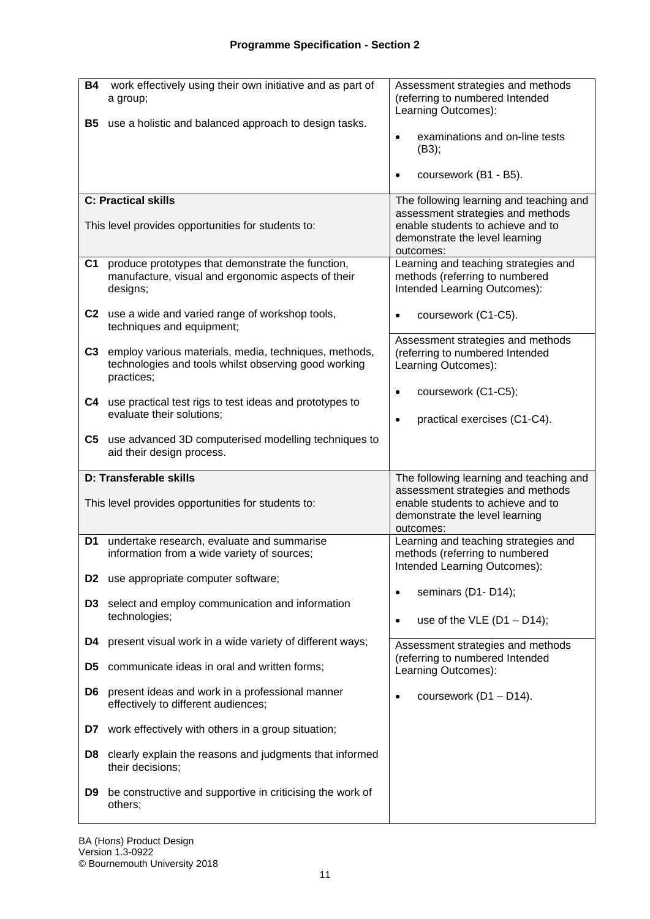## Programme Specification - Section 2

| | |
|---|---|
| **B4** work effectively using their own initiative and as part of a group;<br><br>**B5** use a holistic and balanced approach to design tasks. | Assessment strategies and methods (referring to numbered Intended Learning Outcomes):<br><br>• examinations and on-line tests (B3);<br><br>• coursework (B1 - B5). |
| **C: Practical skills**<br><br>This level provides opportunities for students to: | The following learning and teaching and assessment strategies and methods enable students to achieve and to demonstrate the level learning outcomes: |
| **C1** produce prototypes that demonstrate the function, manufacture, visual and ergonomic aspects of their designs;<br><br>**C2** use a wide and varied range of workshop tools, techniques and equipment;<br><br>**C3** employ various materials, media, techniques, methods, technologies and tools whilst observing good working practices;<br><br>**C4** use practical test rigs to test ideas and prototypes to evaluate their solutions;<br><br>**C5** use advanced 3D computerised modelling techniques to aid their design process. | Learning and teaching strategies and methods (referring to numbered Intended Learning Outcomes):<br><br>• coursework (C1-C5).<br><br>Assessment strategies and methods (referring to numbered Intended Learning Outcomes):<br><br>• coursework (C1-C5);<br><br>• practical exercises (C1-C4). |
| **D: Transferable skills**<br><br>This level provides opportunities for students to: | The following learning and teaching and assessment strategies and methods enable students to achieve and to demonstrate the level learning outcomes: |
| **D1** undertake research, evaluate and summarise information from a wide variety of sources;<br><br>**D2** use appropriate computer software;<br><br>**D3** select and employ communication and information technologies;<br><br>**D4** present visual work in a wide variety of different ways;<br><br>**D5** communicate ideas in oral and written forms;<br><br>**D6** present ideas and work in a professional manner effectively to different audiences;<br><br>**D7** work effectively with others in a group situation;<br><br>**D8** clearly explain the reasons and judgments that informed their decisions;<br><br>**D9** be constructive and supportive in criticising the work of others; | Learning and teaching strategies and methods (referring to numbered Intended Learning Outcomes):<br><br>• seminars (D1- D14);<br><br>• use of the VLE (D1 – D14);<br><br>Assessment strategies and methods (referring to numbered Intended Learning Outcomes):<br><br>• coursework (D1 – D14). |

BA (Hons) Product Design
Version 1.3-0922
© Bournemouth University 2018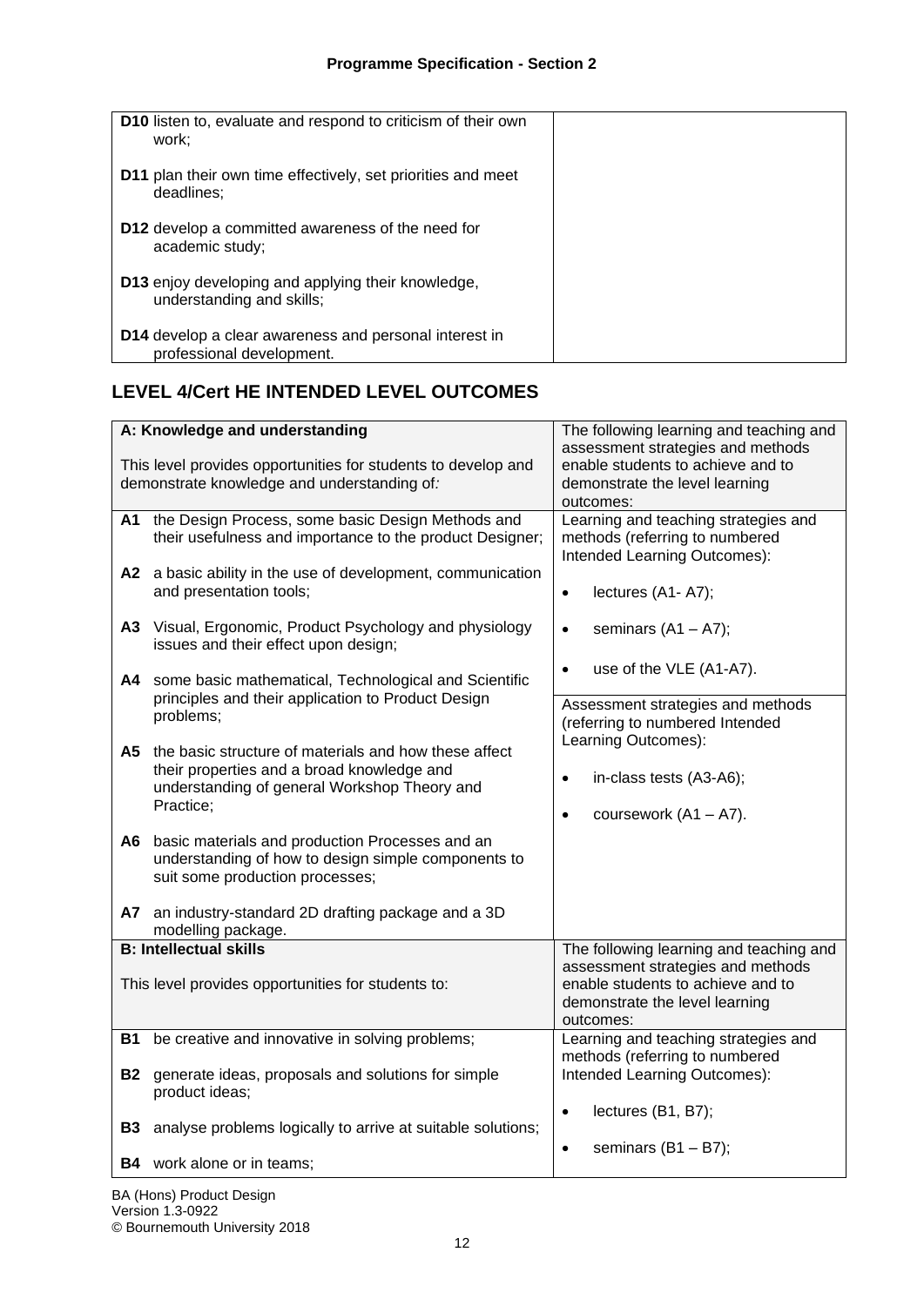| | |
|---|---|
| **D10** listen to, evaluate and respond to criticism of their own work;<br><br>**D11** plan their own time effectively, set priorities and meet deadlines;<br><br>**D12** develop a committed awareness of the need for academic study;<br><br>**D13** enjoy developing and applying their knowledge, understanding and skills;<br><br>**D14** develop a clear awareness and personal interest in professional development. | |

## LEVEL 4/Cert HE INTENDED LEVEL OUTCOMES

| **A: Knowledge and understanding**<br><br>This level provides opportunities for students to develop and demonstrate knowledge and understanding of: | The following learning and teaching and assessment strategies and methods enable students to achieve and to demonstrate the level learning outcomes: |
|---|---|
| **A1** the Design Process, some basic Design Methods and their usefulness and importance to the product Designer;<br><br>**A2** a basic ability in the use of development, communication and presentation tools;<br><br>**A3** Visual, Ergonomic, Product Psychology and physiology issues and their effect upon design;<br><br>**A4** some basic mathematical, Technological and Scientific principles and their application to Product Design problems;<br><br>**A5** the basic structure of materials and how these affect their properties and a broad knowledge and understanding of general Workshop Theory and Practice;<br><br>**A6** basic materials and production Processes and an understanding of how to design simple components to suit some production processes;<br><br>**A7** an industry-standard 2D drafting package and a 3D modelling package. | Learning and teaching strategies and methods (referring to numbered Intended Learning Outcomes):<br><br>• lectures (A1- A7);<br>• seminars (A1 – A7);<br>• use of the VLE (A1-A7).<br><br>Assessment strategies and methods (referring to numbered Intended Learning Outcomes):<br><br>• in-class tests (A3-A6);<br>• coursework (A1 – A7). |
| **B: Intellectual skills**<br><br>This level provides opportunities for students to: | The following learning and teaching and assessment strategies and methods enable students to achieve and to demonstrate the level learning outcomes: |
| **B1** be creative and innovative in solving problems;<br><br>**B2** generate ideas, proposals and solutions for simple product ideas;<br><br>**B3** analyse problems logically to arrive at suitable solutions;<br><br>**B4** work alone or in teams; | Learning and teaching strategies and methods (referring to numbered Intended Learning Outcomes):<br><br>• lectures (B1, B7);<br>• seminars (B1 – B7); |

BA (Hons) Product Design
Version 1.3-0922
© Bournemouth University 2018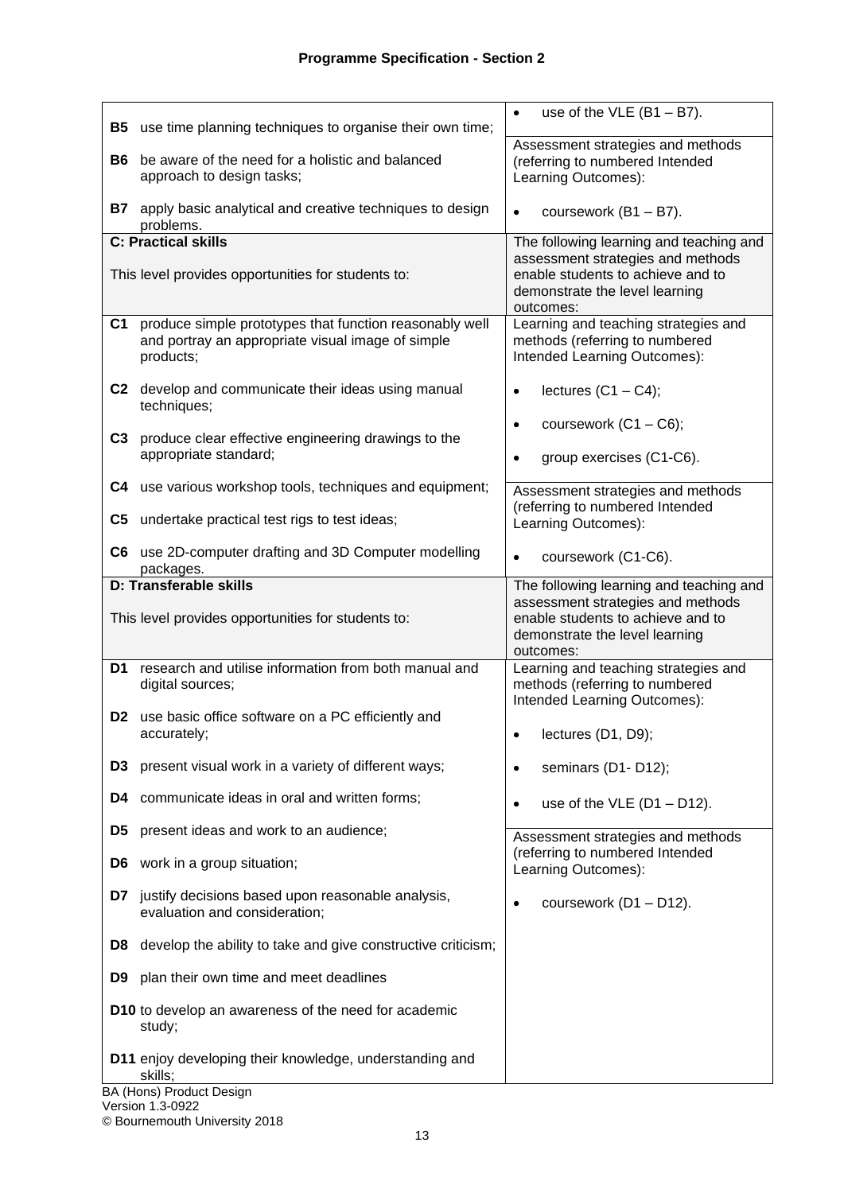## Programme Specification - Section 2

| | |
|---|---|
| **B5** use time planning techniques to organise their own time;<br><br>**B6** be aware of the need for a holistic and balanced approach to design tasks;<br><br>**B7** apply basic analytical and creative techniques to design problems. | • use of the VLE (B1 – B7).<br><br>Assessment strategies and methods (referring to numbered Intended Learning Outcomes):<br><br>• coursework (B1 – B7). |
| **C: Practical skills**<br><br>This level provides opportunities for students to: | The following learning and teaching and assessment strategies and methods enable students to achieve and to demonstrate the level learning outcomes: |
| **C1** produce simple prototypes that function reasonably well and portray an appropriate visual image of simple products;<br><br>**C2** develop and communicate their ideas using manual techniques;<br><br>**C3** produce clear effective engineering drawings to the appropriate standard;<br><br>**C4** use various workshop tools, techniques and equipment;<br><br>**C5** undertake practical test rigs to test ideas;<br><br>**C6** use 2D-computer drafting and 3D Computer modelling packages. | Learning and teaching strategies and methods (referring to numbered Intended Learning Outcomes):<br><br>• lectures (C1 – C4);<br>• coursework (C1 – C6);<br>• group exercises (C1-C6).<br><br>Assessment strategies and methods (referring to numbered Intended Learning Outcomes):<br><br>• coursework (C1-C6). |
| **D: Transferable skills**<br><br>This level provides opportunities for students to: | The following learning and teaching and assessment strategies and methods enable students to achieve and to demonstrate the level learning outcomes: |
| **D1** research and utilise information from both manual and digital sources;<br><br>**D2** use basic office software on a PC efficiently and accurately;<br><br>**D3** present visual work in a variety of different ways;<br><br>**D4** communicate ideas in oral and written forms;<br><br>**D5** present ideas and work to an audience;<br><br>**D6** work in a group situation;<br><br>**D7** justify decisions based upon reasonable analysis, evaluation and consideration;<br><br>**D8** develop the ability to take and give constructive criticism;<br><br>**D9** plan their own time and meet deadlines<br><br>**D10** to develop an awareness of the need for academic study;<br><br>**D11** enjoy developing their knowledge, understanding and skills; | Learning and teaching strategies and methods (referring to numbered Intended Learning Outcomes):<br><br>• lectures (D1, D9);<br>• seminars (D1- D12);<br>• use of the VLE (D1 – D12).<br><br>Assessment strategies and methods (referring to numbered Intended Learning Outcomes):<br><br>• coursework (D1 – D12). |

BA (Hons) Product Design
Version 1.3-0922
© Bournemouth University 2018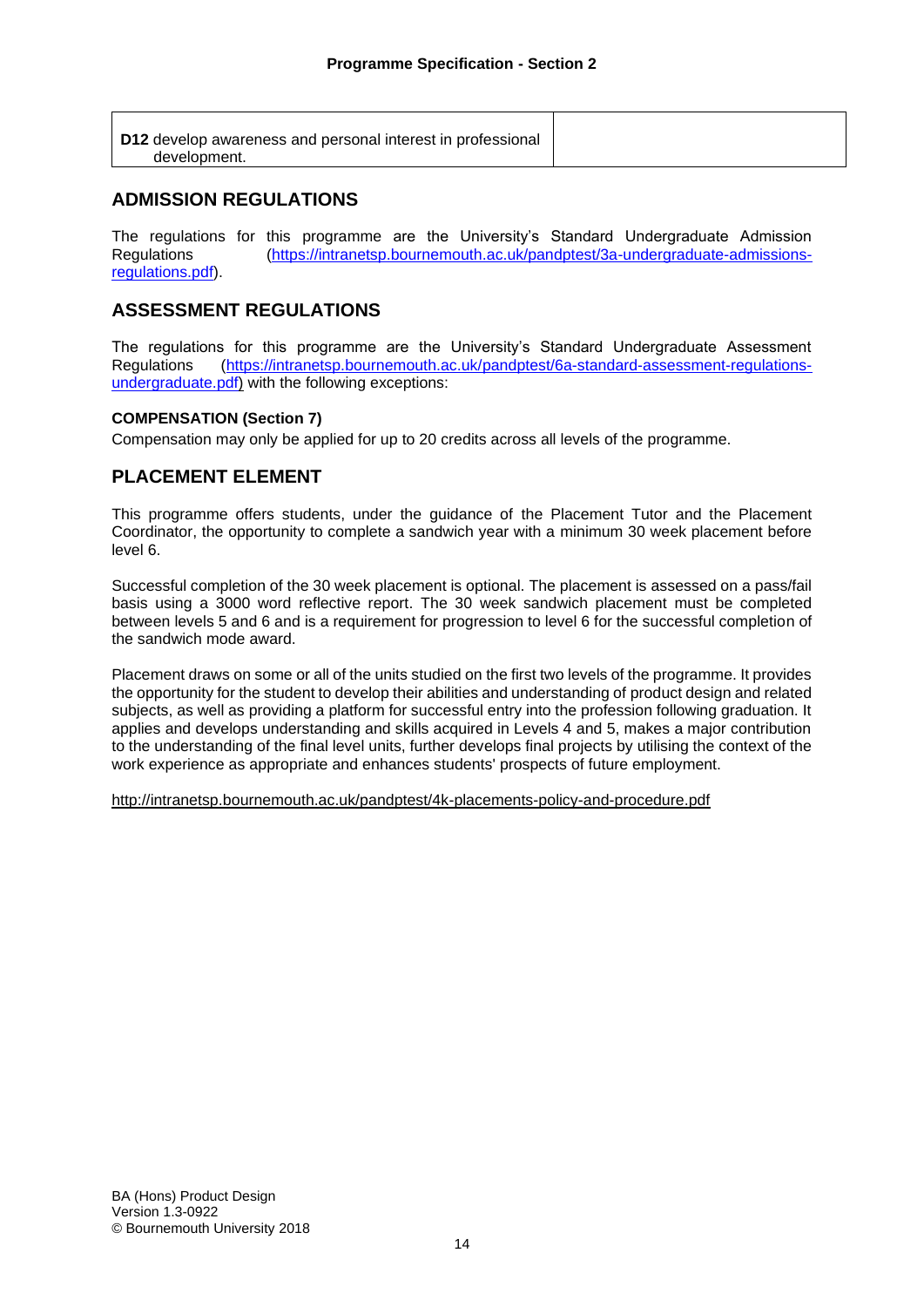| | |
|---|---|
| **D12** develop awareness and personal interest in professional development. | |

## ADMISSION REGULATIONS

The regulations for this programme are the University's Standard Undergraduate Admission Regulations (https://intranetsp.bournemouth.ac.uk/pandptest/3a-undergraduate-admissions-regulations.pdf).

## ASSESSMENT REGULATIONS

The regulations for this programme are the University's Standard Undergraduate Assessment Regulations (https://intranetsp.bournemouth.ac.uk/pandptest/6a-standard-assessment-regulations-undergraduate.pdf) with the following exceptions:

**COMPENSATION (Section 7)**

Compensation may only be applied for up to 20 credits across all levels of the programme.

## PLACEMENT ELEMENT

This programme offers students, under the guidance of the Placement Tutor and the Placement Coordinator, the opportunity to complete a sandwich year with a minimum 30 week placement before level 6.

Successful completion of the 30 week placement is optional. The placement is assessed on a pass/fail basis using a 3000 word reflective report. The 30 week sandwich placement must be completed between levels 5 and 6 and is a requirement for progression to level 6 for the successful completion of the sandwich mode award.

Placement draws on some or all of the units studied on the first two levels of the programme. It provides the opportunity for the student to develop their abilities and understanding of product design and related subjects, as well as providing a platform for successful entry into the profession following graduation. It applies and develops understanding and skills acquired in Levels 4 and 5, makes a major contribution to the understanding of the final level units, further develops final projects by utilising the context of the work experience as appropriate and enhances students' prospects of future employment.

http://intranetsp.bournemouth.ac.uk/pandptest/4k-placements-policy-and-procedure.pdf

BA (Hons) Product Design
Version 1.3-0922
© Bournemouth University 2018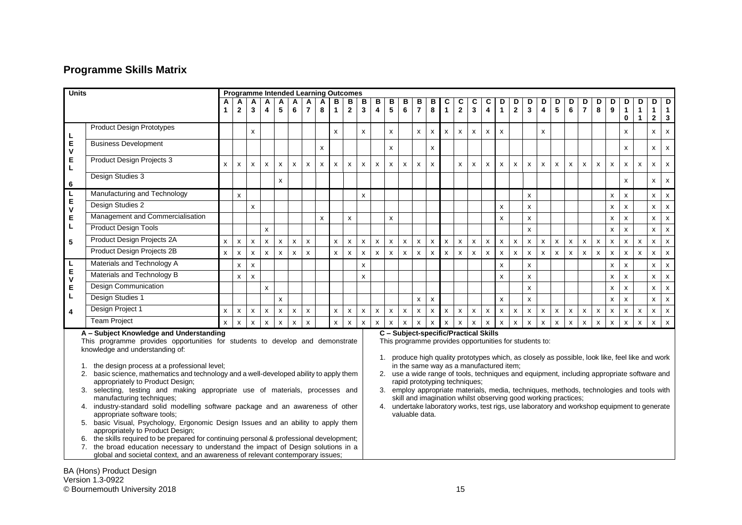## Programme Skills Matrix

| Level | Units | A1 | A2 | A3 | A4 | A5 | A6 | A7 | A8 | B1 | B2 | B3 | B4 | B5 | B6 | B7 | B8 | C1 | C2 | C3 | C4 | D1 | D2 | D3 | D4 | D5 | D6 | D7 | D8 | D9 | D10 | D11 | D12 | D13 |
|---|---|---|---|---|---|---|---|---|---|---|---|---|---|---|---|---|---|---|---|---|---|---|---|---|---|---|---|---|---|---|---|---|---|---|
| LEVEL 6 | Product Design Prototypes | | | x | | | | | | x | | x | | x | | x | x | x | x | x | x | x | | | x | | | | | | x | | x | x |
| | Business Development | | | | | | | | x | | | | | x | | | x | | | | | | | | | | | | | | x | | x | x |
| | Product Design Projects 3 | x | x | x | x | x | x | x | x | x | x | x | x | x | x | x | x | | x | x | x | x | x | x | x | x | x | x | x | x | x | x | x | x |
| | Design Studies 3 | | | | | x | | | | | | | | | | | | | | | | | | | | | | | | | x | | x | x |
| LEVEL 5 | Manufacturing and Technology | | x | | | | | | | | | x | | | | | | | | | | | | x | | | | | | x | x | | x | x |
| | Design Studies 2 | | | x | | | | | | | | | | | | | | | | | | x | | x | | | | | | x | x | | x | x |
| | Management and Commercialisation | | | | | | | | x | | x | | | x | | | | | | | | x | | x | | | | | | x | x | | x | x |
| | Product Design Tools | | | | x | | | | | | | | | | | | | | | | | | | x | | | | | | x | x | | x | x |
| | Product Design Projects 2A | x | x | x | x | x | x | x | | x | x | x | x | x | x | x | x | x | x | x | x | x | x | x | x | x | x | x | x | x | x | x | x | x |
| | Product Design Projects 2B | x | x | x | x | x | x | x | | x | x | x | x | x | x | x | x | x | x | x | x | x | x | x | x | x | x | x | x | x | x | x | x | x |
| LEVEL 4 | Materials and Technology A | | x | x | | | | | | | | x | | | | | | | | | | x | | x | | | | | | x | x | | x | x |
| | Materials and Technology B | | x | x | | | | | | | | x | | | | | | | | | | x | | x | | | | | | x | x | | x | x |
| | Design Communication | | | | x | | | | | | | | | | | | | | | | | | | x | | | | | | x | x | | x | x |
| | Design Studies 1 | | | | | x | | | | | | | | | | x | x | | | | | x | | x | | | | | | x | x | | x | x |
| | Design Project 1 | x | x | x | x | x | x | x | | x | x | x | x | x | x | x | x | x | x | x | x | x | x | x | x | x | x | x | x | x | x | x | x | x |
| | Team Project | x | x | x | x | x | x | x | | x | x | x | x | x | x | x | x | x | x | x | x | x | x | x | x | x | x | x | x | x | x | x | x | x |

**A – Subject Knowledge and Understanding**

This programme provides opportunities for students to develop and demonstrate knowledge and understanding of:

1. the design process at a professional level;
2. basic science, mathematics and technology and a well-developed ability to apply them appropriately to Product Design;
3. selecting, testing and making appropriate use of materials, processes and manufacturing techniques;
4. industry-standard solid modelling software package and an awareness of other appropriate software tools;
5. basic Visual, Psychology, Ergonomic Design Issues and an ability to apply them appropriately to Product Design;
6. the skills required to be prepared for continuing personal & professional development;
7. the broad education necessary to understand the impact of Design solutions in a global and societal context, and an awareness of relevant contemporary issues;

**C – Subject-specific/Practical Skills**

This programme provides opportunities for students to:

1. produce high quality prototypes which, as closely as possible, look like, feel like and work in the same way as a manufactured item;
2. use a wide range of tools, techniques and equipment, including appropriate software and rapid prototyping techniques;
3. employ appropriate materials, media, techniques, methods, technologies and tools with skill and imagination whilst observing good working practices;
4. undertake laboratory works, test rigs, use laboratory and workshop equipment to generate valuable data.

BA (Hons) Product Design
Version 1.3-0922
© Bournemouth University 2018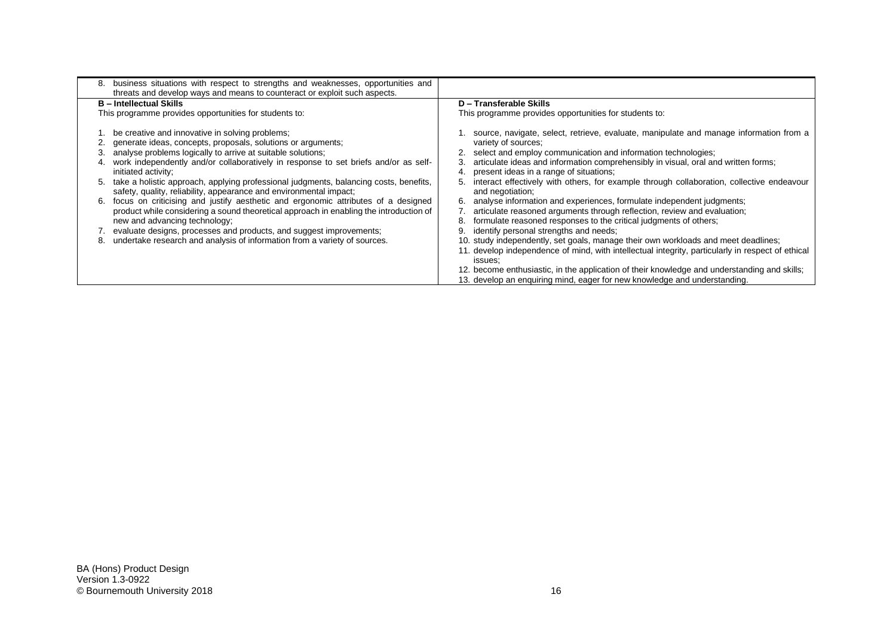| | |
|---|---|
| 8. business situations with respect to strengths and weaknesses, opportunities and threats and develop ways and means to counteract or exploit such aspects. | |
| **B – Intellectual Skills**<br>This programme provides opportunities for students to:<br><br>1. be creative and innovative in solving problems;<br>2. generate ideas, concepts, proposals, solutions or arguments;<br>3. analyse problems logically to arrive at suitable solutions;<br>4. work independently and/or collaboratively in response to set briefs and/or as self-initiated activity;<br>5. take a holistic approach, applying professional judgments, balancing costs, benefits, safety, quality, reliability, appearance and environmental impact;<br>6. focus on criticising and justify aesthetic and ergonomic attributes of a designed product while considering a sound theoretical approach in enabling the introduction of new and advancing technology;<br>7. evaluate designs, processes and products, and suggest improvements;<br>8. undertake research and analysis of information from a variety of sources. | **D – Transferable Skills**<br>This programme provides opportunities for students to:<br><br>1. source, navigate, select, retrieve, evaluate, manipulate and manage information from a variety of sources;<br>2. select and employ communication and information technologies;<br>3. articulate ideas and information comprehensibly in visual, oral and written forms;<br>4. present ideas in a range of situations;<br>5. interact effectively with others, for example through collaboration, collective endeavour and negotiation;<br>6. analyse information and experiences, formulate independent judgments;<br>7. articulate reasoned arguments through reflection, review and evaluation;<br>8. formulate reasoned responses to the critical judgments of others;<br>9. identify personal strengths and needs;<br>10. study independently, set goals, manage their own workloads and meet deadlines;<br>11. develop independence of mind, with intellectual integrity, particularly in respect of ethical issues;<br>12. become enthusiastic, in the application of their knowledge and understanding and skills;<br>13. develop an enquiring mind, eager for new knowledge and understanding. |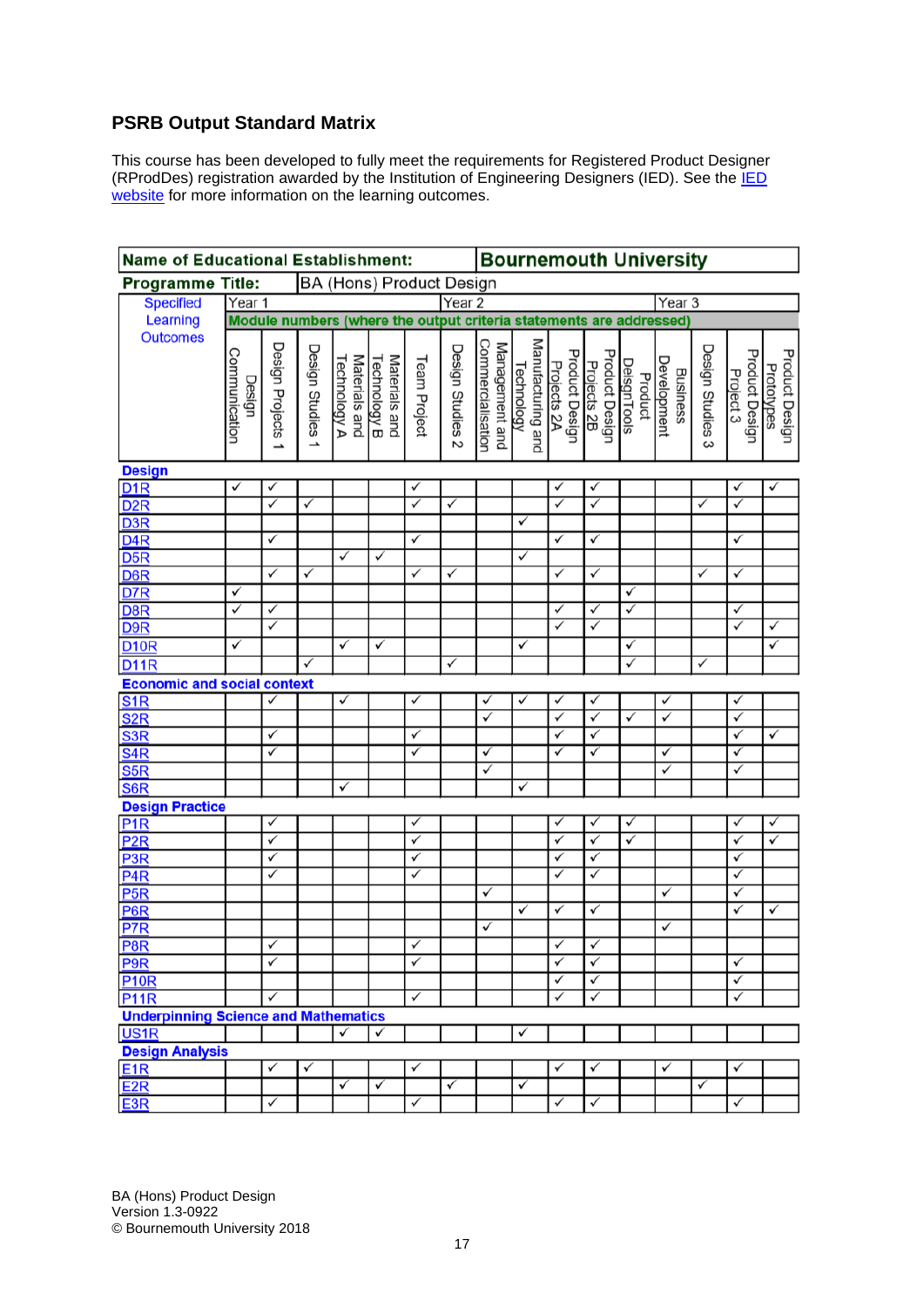## PSRB Output Standard Matrix

This course has been developed to fully meet the requirements for Registered Product Designer (RProdDes) registration awarded by the Institution of Engineering Designers (IED). See the IED website for more information on the learning outcomes.

| Name of Educational Establishment: | | | | | | | | Bournemouth University | | | | | | | | |
|---|---|---|---|---|---|---|---|---|---|---|---|---|---|---|---|---|
| Programme Title: | BA (Hons) Product Design | | | | | | | | | | | | | | | |
| Specified Learning Outcomes | Year 1 | | | | | | Year 2 | | | | | | Year 3 | | | |
| | Module numbers (where the output criteria statements are addressed) | | | | | | | | | | | | | | | |
| | Design Communication | Design Projects 1 | Design Studies 1 | Materials and Technology A | Materials and Technology B | Team Project | Design Studies 2 | Management and Commercialisation | Manufacturing and Technology | Product Design Projects 2A | Product Design Projects 2B | Product DesignTools | Business Development | Design Studies 3 | Product Design Project 3 | Product Design Prototypes |
| **Design** | | | | | | | | | | | | | | | | |
| D1R | ✓ | ✓ | | | | ✓ | | | | ✓ | ✓ | | | | ✓ | ✓ |
| D2R | | ✓ | ✓ | | | ✓ | ✓ | | | ✓ | ✓ | | | ✓ | ✓ | |
| D3R | | | | | | | | | ✓ | | | | | | | |
| D4R | | ✓ | | | | ✓ | | | | ✓ | ✓ | | | | ✓ | |
| D5R | | | | ✓ | ✓ | | | | ✓ | | | | | | | |
| D6R | | ✓ | ✓ | | | ✓ | ✓ | | | ✓ | ✓ | | | ✓ | ✓ | |
| D7R | ✓ | | | | | | | | | | | ✓ | | | | |
| D8R | ✓ | ✓ | | | | | | | | ✓ | ✓ | ✓ | | | ✓ | |
| D9R | | ✓ | | | | | | | | ✓ | ✓ | | | | ✓ | ✓ |
| D10R | ✓ | | | ✓ | ✓ | | | | ✓ | | | ✓ | | | | ✓ |
| D11R | | | ✓ | | | | ✓ | | | | | ✓ | | ✓ | | |
| **Economic and social context** | | | | | | | | | | | | | | | | |
| S1R | | ✓ | | ✓ | | ✓ | | ✓ | ✓ | ✓ | ✓ | | ✓ | | ✓ | |
| S2R | | | | | | | | ✓ | | ✓ | ✓ | ✓ | ✓ | | ✓ | |
| S3R | | ✓ | | | | ✓ | | | | ✓ | ✓ | | | | ✓ | ✓ |
| S4R | | ✓ | | | | ✓ | | ✓ | | ✓ | ✓ | | ✓ | | ✓ | |
| S5R | | | | | | | | ✓ | | | | | ✓ | | ✓ | |
| S6R | | | | ✓ | | | | | ✓ | | | | | | | |
| **Design Practice** | | | | | | | | | | | | | | | | |
| P1R | | ✓ | | | | ✓ | | | | ✓ | ✓ | ✓ | | | ✓ | ✓ |
| P2R | | ✓ | | | | ✓ | | | | ✓ | ✓ | ✓ | | | ✓ | ✓ |
| P3R | | ✓ | | | | ✓ | | | | ✓ | ✓ | | | | ✓ | |
| P4R | | ✓ | | | | ✓ | | | | ✓ | ✓ | | | | ✓ | |
| P5R | | | | | | | | ✓ | | | | | ✓ | | ✓ | |
| P6R | | | | | | | | | ✓ | ✓ | ✓ | | | | ✓ | ✓ |
| P7R | | | | | | | | ✓ | | | | | ✓ | | | |
| P8R | | ✓ | | | | ✓ | | | | ✓ | ✓ | | | | | |
| P9R | | ✓ | | | | ✓ | | | | ✓ | ✓ | | | | ✓ | |
| P10R | | | | | | | | | | ✓ | ✓ | | | | ✓ | |
| P11R | | ✓ | | | | ✓ | | | | ✓ | ✓ | | | | ✓ | |
| **Underpinning Science and Mathematics** | | | | | | | | | | | | | | | | |
| US1R | | | | ✓ | ✓ | | | | ✓ | | | | | | | |
| **Design Analysis** | | | | | | | | | | | | | | | | |
| E1R | | ✓ | ✓ | | | ✓ | | | | ✓ | ✓ | | ✓ | | ✓ | |
| E2R | | | | ✓ | ✓ | | ✓ | | ✓ | | | | | ✓ | | |
| E3R | | ✓ | | | | ✓ | | | | ✓ | ✓ | | | | ✓ | |

BA (Hons) Product Design
Version 1.3-0922
© Bournemouth University 2018